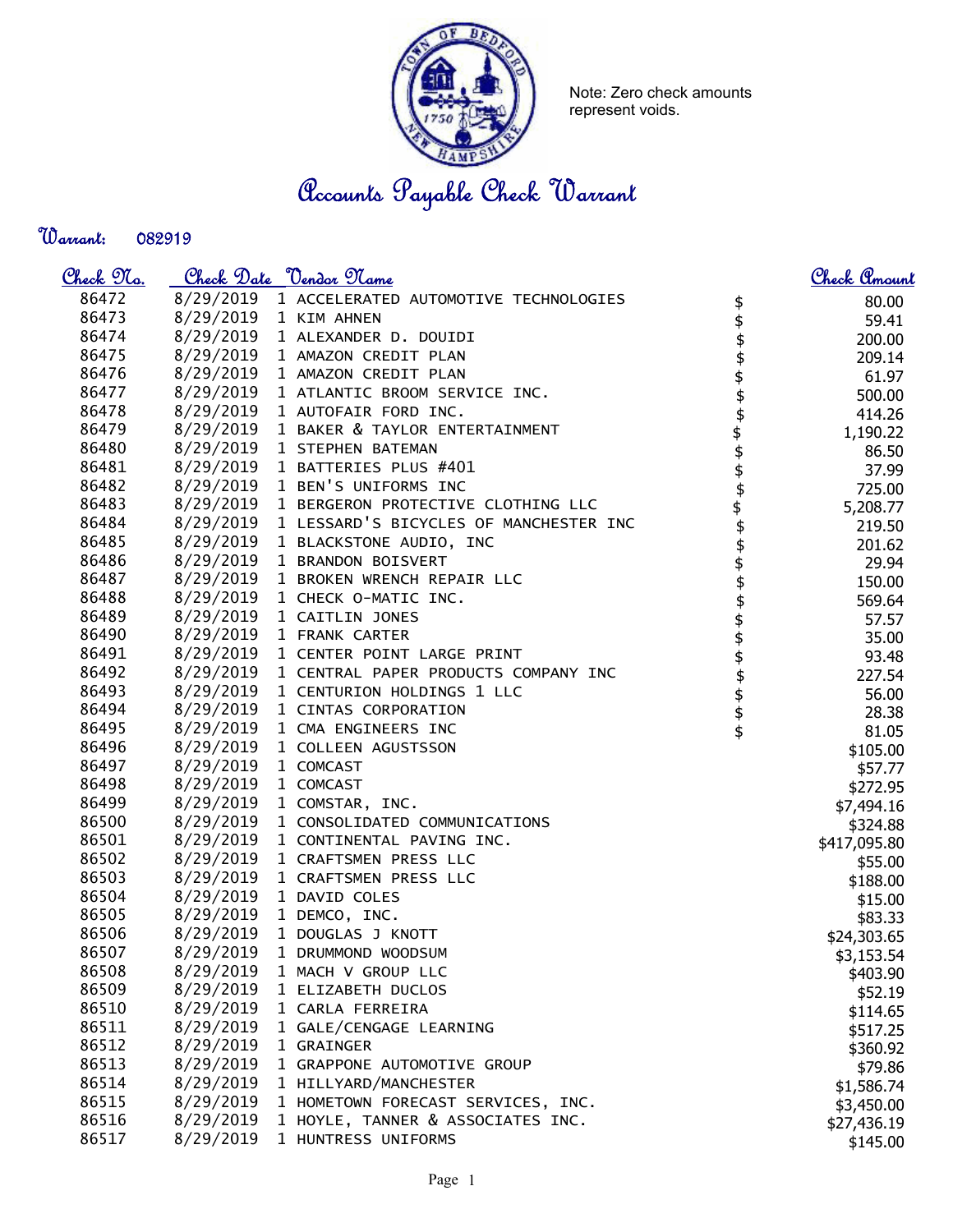Note: Zero check amounts represent voids.

# Accounts Payable Check Warrant

**Warrant:** 082919

| Check No. | Check Date | Vendor Name | Check Amount |
|---|---|---|---|
| 86472 | 8/29/2019 | 1 ACCELERATED AUTOMOTIVE TECHNOLOGIES | $ 80.00 |
| 86473 | 8/29/2019 | 1 KIM AHNEN | $ 59.41 |
| 86474 | 8/29/2019 | 1 ALEXANDER D. DOUIDI | $ 200.00 |
| 86475 | 8/29/2019 | 1 AMAZON CREDIT PLAN | $ 209.14 |
| 86476 | 8/29/2019 | 1 AMAZON CREDIT PLAN | $ 61.97 |
| 86477 | 8/29/2019 | 1 ATLANTIC BROOM SERVICE INC. | $ 500.00 |
| 86478 | 8/29/2019 | 1 AUTOFAIR FORD INC. | $ 414.26 |
| 86479 | 8/29/2019 | 1 BAKER & TAYLOR ENTERTAINMENT | $ 1,190.22 |
| 86480 | 8/29/2019 | 1 STEPHEN BATEMAN | $ 86.50 |
| 86481 | 8/29/2019 | 1 BATTERIES PLUS #401 | $ 37.99 |
| 86482 | 8/29/2019 | 1 BEN'S UNIFORMS INC | $ 725.00 |
| 86483 | 8/29/2019 | 1 BERGERON PROTECTIVE CLOTHING LLC | $ 5,208.77 |
| 86484 | 8/29/2019 | 1 LESSARD'S BICYCLES OF MANCHESTER INC | $ 219.50 |
| 86485 | 8/29/2019 | 1 BLACKSTONE AUDIO, INC | $ 201.62 |
| 86486 | 8/29/2019 | 1 BRANDON BOISVERT | $ 29.94 |
| 86487 | 8/29/2019 | 1 BROKEN WRENCH REPAIR LLC | $ 150.00 |
| 86488 | 8/29/2019 | 1 CHECK O-MATIC INC. | $ 569.64 |
| 86489 | 8/29/2019 | 1 CAITLIN JONES | $ 57.57 |
| 86490 | 8/29/2019 | 1 FRANK CARTER | $ 35.00 |
| 86491 | 8/29/2019 | 1 CENTER POINT LARGE PRINT | $ 93.48 |
| 86492 | 8/29/2019 | 1 CENTRAL PAPER PRODUCTS COMPANY INC | $ 227.54 |
| 86493 | 8/29/2019 | 1 CENTURION HOLDINGS 1 LLC | $ 56.00 |
| 86494 | 8/29/2019 | 1 CINTAS CORPORATION | $ 28.38 |
| 86495 | 8/29/2019 | 1 CMA ENGINEERS INC | $ 81.05 |
| 86496 | 8/29/2019 | 1 COLLEEN AGUSTSSON | $105.00 |
| 86497 | 8/29/2019 | 1 COMCAST | $57.77 |
| 86498 | 8/29/2019 | 1 COMCAST | $272.95 |
| 86499 | 8/29/2019 | 1 COMSTAR, INC. | $7,494.16 |
| 86500 | 8/29/2019 | 1 CONSOLIDATED COMMUNICATIONS | $324.88 |
| 86501 | 8/29/2019 | 1 CONTINENTAL PAVING INC. | $417,095.80 |
| 86502 | 8/29/2019 | 1 CRAFTSMEN PRESS LLC | $55.00 |
| 86503 | 8/29/2019 | 1 CRAFTSMEN PRESS LLC | $188.00 |
| 86504 | 8/29/2019 | 1 DAVID COLES | $15.00 |
| 86505 | 8/29/2019 | 1 DEMCO, INC. | $83.33 |
| 86506 | 8/29/2019 | 1 DOUGLAS J KNOTT | $24,303.65 |
| 86507 | 8/29/2019 | 1 DRUMMOND WOODSUM | $3,153.54 |
| 86508 | 8/29/2019 | 1 MACH V GROUP LLC | $403.90 |
| 86509 | 8/29/2019 | 1 ELIZABETH DUCLOS | $52.19 |
| 86510 | 8/29/2019 | 1 CARLA FERREIRA | $114.65 |
| 86511 | 8/29/2019 | 1 GALE/CENGAGE LEARNING | $517.25 |
| 86512 | 8/29/2019 | 1 GRAINGER | $360.92 |
| 86513 | 8/29/2019 | 1 GRAPPONE AUTOMOTIVE GROUP | $79.86 |
| 86514 | 8/29/2019 | 1 HILLYARD/MANCHESTER | $1,586.74 |
| 86515 | 8/29/2019 | 1 HOMETOWN FORECAST SERVICES, INC. | $3,450.00 |
| 86516 | 8/29/2019 | 1 HOYLE, TANNER & ASSOCIATES INC. | $27,436.19 |
| 86517 | 8/29/2019 | 1 HUNTRESS UNIFORMS | $145.00 |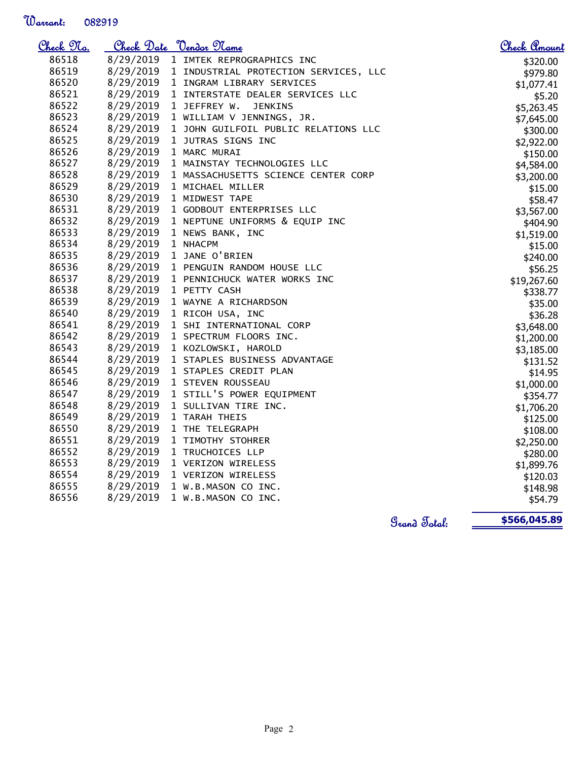Warrant: 082919

| Check No. | Check Date | Vendor Name | Check Amount |
|---|---|---|---|
| 86518 | 8/29/2019 | 1 IMTEK REPROGRAPHICS INC | $320.00 |
| 86519 | 8/29/2019 | 1 INDUSTRIAL PROTECTION SERVICES, LLC | $979.80 |
| 86520 | 8/29/2019 | 1 INGRAM LIBRARY SERVICES | $1,077.41 |
| 86521 | 8/29/2019 | 1 INTERSTATE DEALER SERVICES LLC | $5.20 |
| 86522 | 8/29/2019 | 1 JEFFREY W. JENKINS | $5,263.45 |
| 86523 | 8/29/2019 | 1 WILLIAM V JENNINGS, JR. | $7,645.00 |
| 86524 | 8/29/2019 | 1 JOHN GUILFOIL PUBLIC RELATIONS LLC | $300.00 |
| 86525 | 8/29/2019 | 1 JUTRAS SIGNS INC | $2,922.00 |
| 86526 | 8/29/2019 | 1 MARC MURAI | $150.00 |
| 86527 | 8/29/2019 | 1 MAINSTAY TECHNOLOGIES LLC | $4,584.00 |
| 86528 | 8/29/2019 | 1 MASSACHUSETTS SCIENCE CENTER CORP | $3,200.00 |
| 86529 | 8/29/2019 | 1 MICHAEL MILLER | $15.00 |
| 86530 | 8/29/2019 | 1 MIDWEST TAPE | $58.47 |
| 86531 | 8/29/2019 | 1 GODBOUT ENTERPRISES LLC | $3,567.00 |
| 86532 | 8/29/2019 | 1 NEPTUNE UNIFORMS & EQUIP INC | $404.90 |
| 86533 | 8/29/2019 | 1 NEWS BANK, INC | $1,519.00 |
| 86534 | 8/29/2019 | 1 NHACPM | $15.00 |
| 86535 | 8/29/2019 | 1 JANE O'BRIEN | $240.00 |
| 86536 | 8/29/2019 | 1 PENGUIN RANDOM HOUSE LLC | $56.25 |
| 86537 | 8/29/2019 | 1 PENNICHUCK WATER WORKS INC | $19,267.60 |
| 86538 | 8/29/2019 | 1 PETTY CASH | $338.77 |
| 86539 | 8/29/2019 | 1 WAYNE A RICHARDSON | $35.00 |
| 86540 | 8/29/2019 | 1 RICOH USA, INC | $36.28 |
| 86541 | 8/29/2019 | 1 SHI INTERNATIONAL CORP | $3,648.00 |
| 86542 | 8/29/2019 | 1 SPECTRUM FLOORS INC. | $1,200.00 |
| 86543 | 8/29/2019 | 1 KOZLOWSKI, HAROLD | $3,185.00 |
| 86544 | 8/29/2019 | 1 STAPLES BUSINESS ADVANTAGE | $131.52 |
| 86545 | 8/29/2019 | 1 STAPLES CREDIT PLAN | $14.95 |
| 86546 | 8/29/2019 | 1 STEVEN ROUSSEAU | $1,000.00 |
| 86547 | 8/29/2019 | 1 STILL'S POWER EQUIPMENT | $354.77 |
| 86548 | 8/29/2019 | 1 SULLIVAN TIRE INC. | $1,706.20 |
| 86549 | 8/29/2019 | 1 TARAH THEIS | $125.00 |
| 86550 | 8/29/2019 | 1 THE TELEGRAPH | $108.00 |
| 86551 | 8/29/2019 | 1 TIMOTHY STOHRER | $2,250.00 |
| 86552 | 8/29/2019 | 1 TRUCHOICES LLP | $280.00 |
| 86553 | 8/29/2019 | 1 VERIZON WIRELESS | $1,899.76 |
| 86554 | 8/29/2019 | 1 VERIZON WIRELESS | $120.03 |
| 86555 | 8/29/2019 | 1 W.B.MASON CO INC. | $148.98 |
| 86556 | 8/29/2019 | 1 W.B.MASON CO INC. | $54.79 |
| | | Grand Total: | **$566,045.89** |